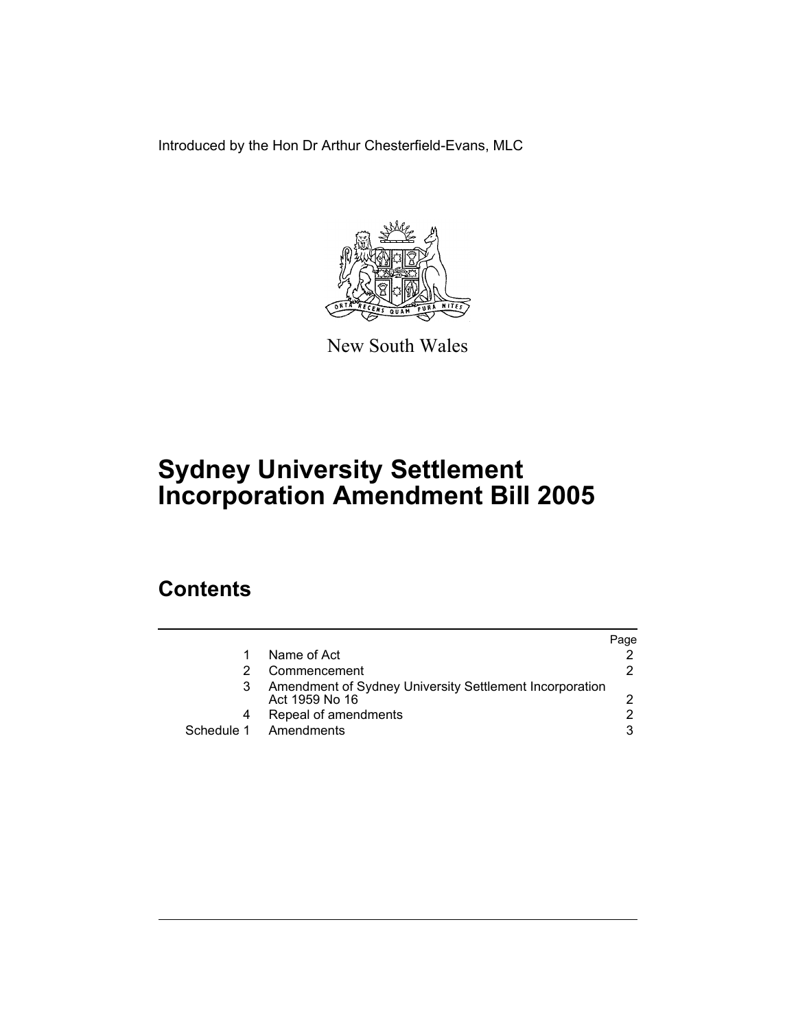Introduced by the Hon Dr Arthur Chesterfield-Evans, MLC

New South Wales

# Sydney University Settlement Incorporation Amendment Bill 2005

## Contents

| | | Page |
|---|---|---|
| 1 | Name of Act | 2 |
| 2 | Commencement | 2 |
| 3 | Amendment of Sydney University Settlement Incorporation Act 1959 No 16 | 2 |
| 4 | Repeal of amendments | 2 |
| Schedule 1 | Amendments | 3 |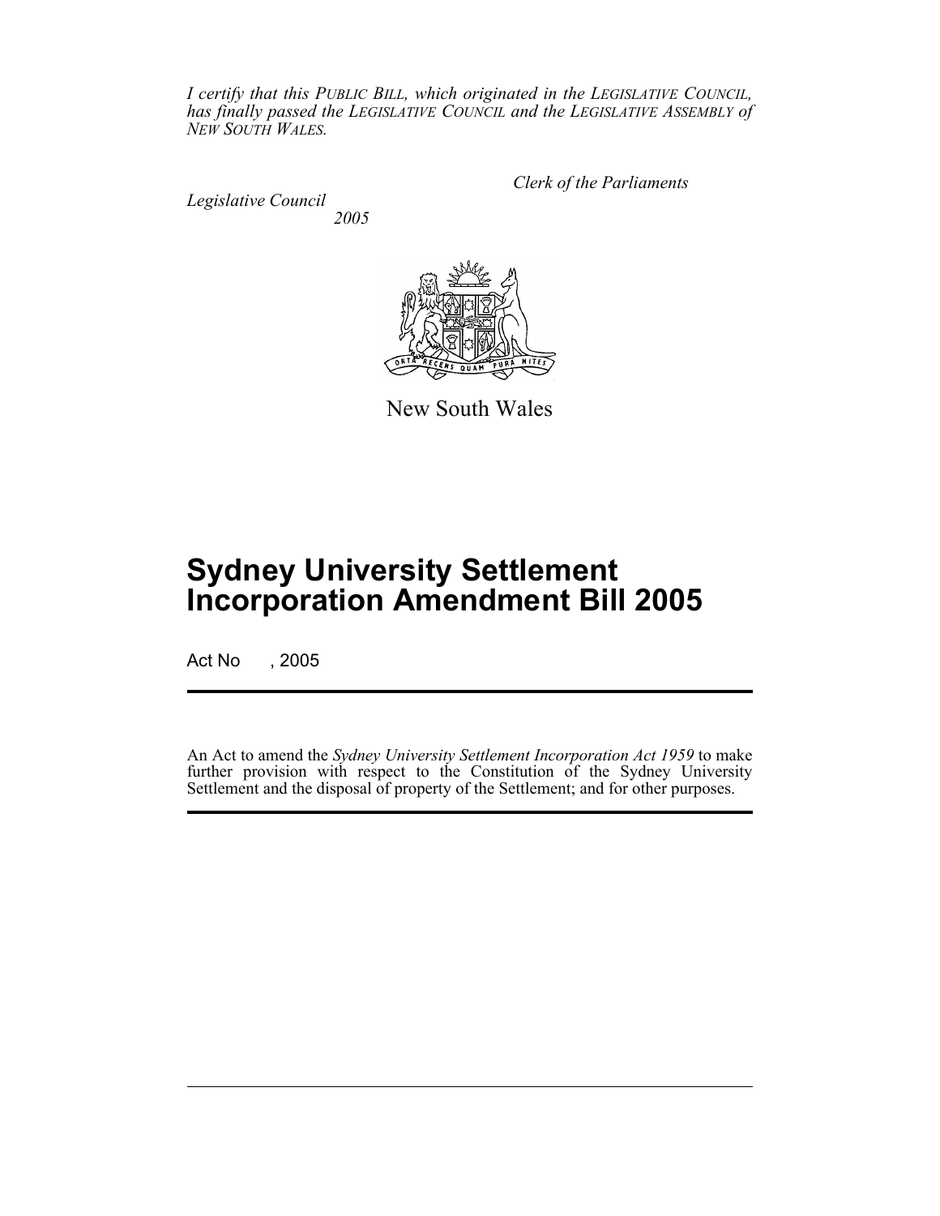*I certify that this PUBLIC BILL, which originated in the LEGISLATIVE COUNCIL, has finally passed the LEGISLATIVE COUNCIL and the LEGISLATIVE ASSEMBLY of NEW SOUTH WALES.*

*Clerk of the Parliaments*

*Legislative Council*
*2005*

New South Wales

# Sydney University Settlement Incorporation Amendment Bill 2005

Act No , 2005

An Act to amend the *Sydney University Settlement Incorporation Act 1959* to make further provision with respect to the Constitution of the Sydney University Settlement and the disposal of property of the Settlement; and for other purposes.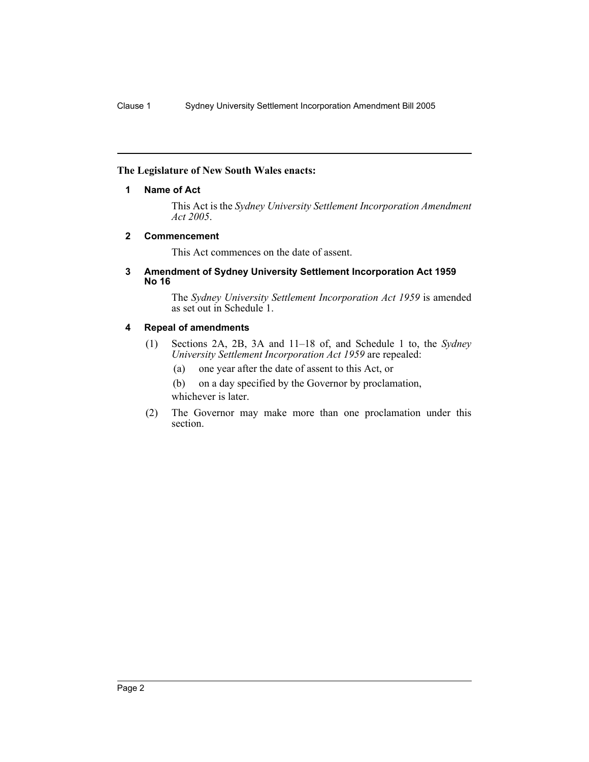**The Legislature of New South Wales enacts:**

## 1 Name of Act

This Act is the *Sydney University Settlement Incorporation Amendment Act 2005*.

## 2 Commencement

This Act commences on the date of assent.

## 3 Amendment of Sydney University Settlement Incorporation Act 1959 No 16

The *Sydney University Settlement Incorporation Act 1959* is amended as set out in Schedule 1.

## 4 Repeal of amendments

(1) Sections 2A, 2B, 3A and 11–18 of, and Schedule 1 to, the *Sydney University Settlement Incorporation Act 1959* are repealed:

(a) one year after the date of assent to this Act, or

(b) on a day specified by the Governor by proclamation,

whichever is later.

(2) The Governor may make more than one proclamation under this section.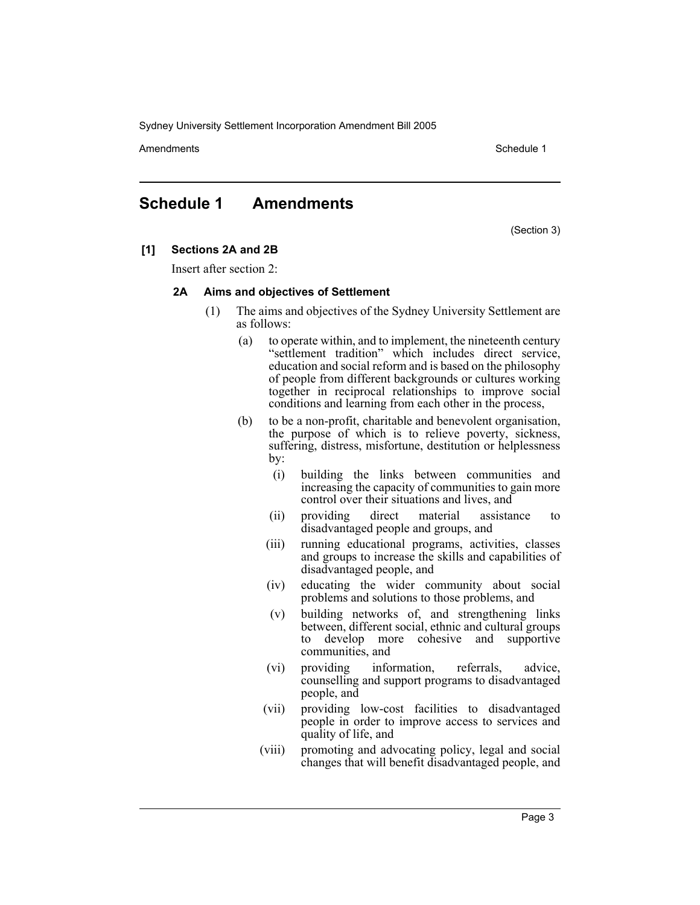# Schedule 1 Amendments

(Section 3)

**[1] Sections 2A and 2B**

Insert after section 2:

**2A Aims and objectives of Settlement**

(1) The aims and objectives of the Sydney University Settlement are as follows:

(a) to operate within, and to implement, the nineteenth century "settlement tradition" which includes direct service, education and social reform and is based on the philosophy of people from different backgrounds or cultures working together in reciprocal relationships to improve social conditions and learning from each other in the process,

(b) to be a non-profit, charitable and benevolent organisation, the purpose of which is to relieve poverty, sickness, suffering, distress, misfortune, destitution or helplessness by:

(i) building the links between communities and increasing the capacity of communities to gain more control over their situations and lives, and

(ii) providing direct material assistance to disadvantaged people and groups, and

(iii) running educational programs, activities, classes and groups to increase the skills and capabilities of disadvantaged people, and

(iv) educating the wider community about social problems and solutions to those problems, and

(v) building networks of, and strengthening links between, different social, ethnic and cultural groups to develop more cohesive and supportive communities, and

(vi) providing information, referrals, advice, counselling and support programs to disadvantaged people, and

(vii) providing low-cost facilities to disadvantaged people in order to improve access to services and quality of life, and

(viii) promoting and advocating policy, legal and social changes that will benefit disadvantaged people, and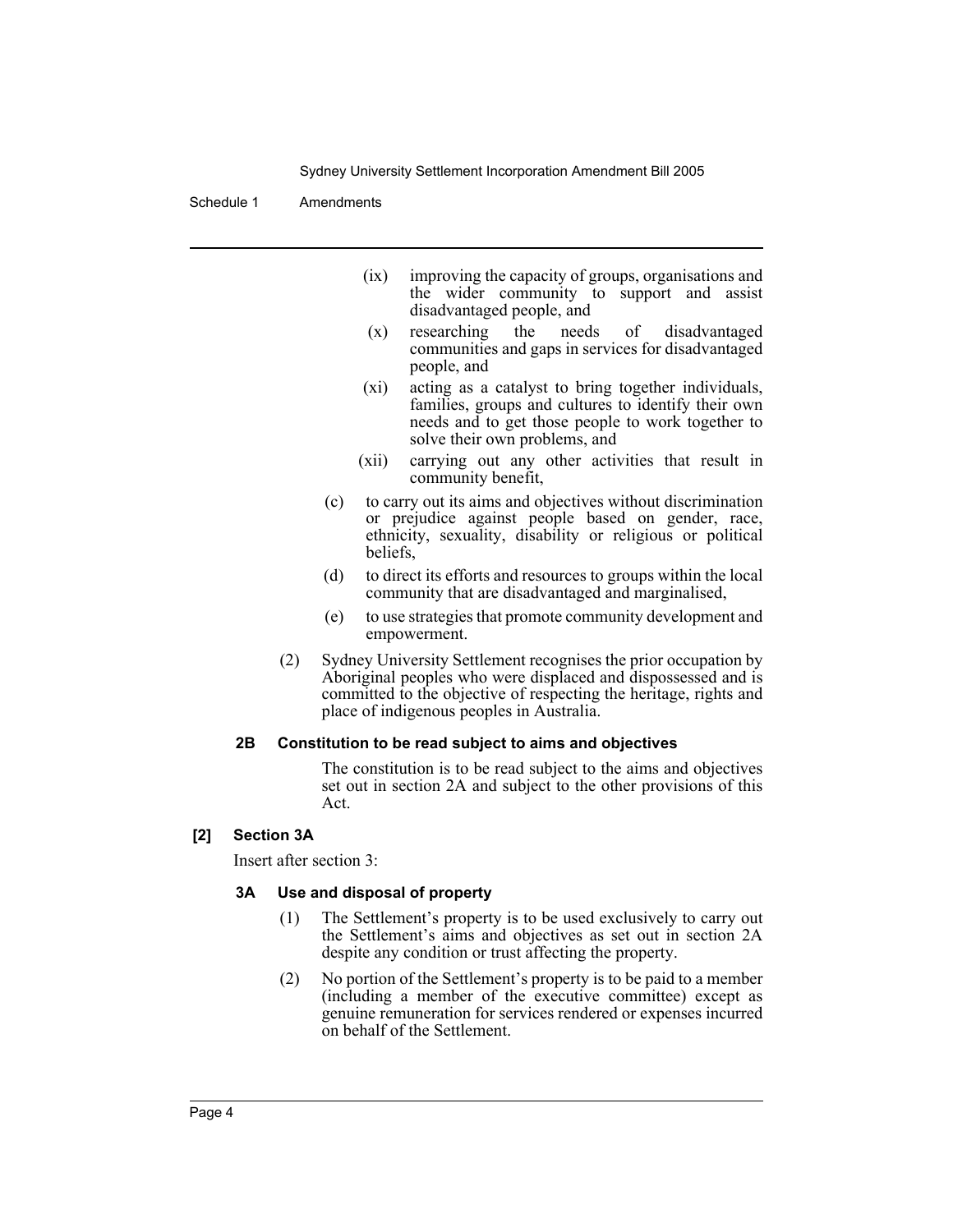(ix) improving the capacity of groups, organisations and the wider community to support and assist disadvantaged people, and

(x) researching the needs of disadvantaged communities and gaps in services for disadvantaged people, and

(xi) acting as a catalyst to bring together individuals, families, groups and cultures to identify their own needs and to get those people to work together to solve their own problems, and

(xii) carrying out any other activities that result in community benefit,

(c) to carry out its aims and objectives without discrimination or prejudice against people based on gender, race, ethnicity, sexuality, disability or religious or political beliefs,

(d) to direct its efforts and resources to groups within the local community that are disadvantaged and marginalised,

(e) to use strategies that promote community development and empowerment.

(2) Sydney University Settlement recognises the prior occupation by Aboriginal peoples who were displaced and dispossessed and is committed to the objective of respecting the heritage, rights and place of indigenous peoples in Australia.

#### 2B Constitution to be read subject to aims and objectives

The constitution is to be read subject to the aims and objectives set out in section 2A and subject to the other provisions of this Act.

### [2] Section 3A

Insert after section 3:

#### 3A Use and disposal of property

(1) The Settlement's property is to be used exclusively to carry out the Settlement's aims and objectives as set out in section 2A despite any condition or trust affecting the property.

(2) No portion of the Settlement's property is to be paid to a member (including a member of the executive committee) except as genuine remuneration for services rendered or expenses incurred on behalf of the Settlement.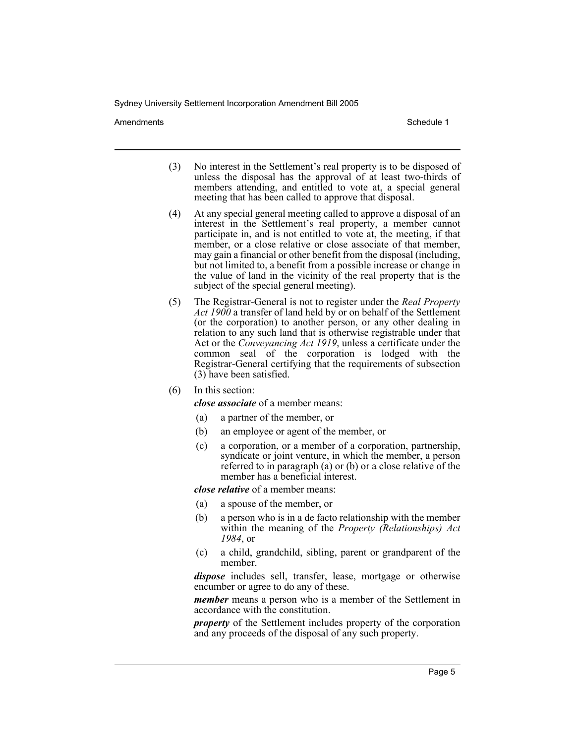(3) No interest in the Settlement's real property is to be disposed of unless the disposal has the approval of at least two-thirds of members attending, and entitled to vote at, a special general meeting that has been called to approve that disposal.

(4) At any special general meeting called to approve a disposal of an interest in the Settlement's real property, a member cannot participate in, and is not entitled to vote at, the meeting, if that member, or a close relative or close associate of that member, may gain a financial or other benefit from the disposal (including, but not limited to, a benefit from a possible increase or change in the value of land in the vicinity of the real property that is the subject of the special general meeting).

(5) The Registrar-General is not to register under the *Real Property Act 1900* a transfer of land held by or on behalf of the Settlement (or the corporation) to another person, or any other dealing in relation to any such land that is otherwise registrable under that Act or the *Conveyancing Act 1919*, unless a certificate under the common seal of the corporation is lodged with the Registrar-General certifying that the requirements of subsection (3) have been satisfied.

(6) In this section:

***close associate*** of a member means:

(a) a partner of the member, or

(b) an employee or agent of the member, or

(c) a corporation, or a member of a corporation, partnership, syndicate or joint venture, in which the member, a person referred to in paragraph (a) or (b) or a close relative of the member has a beneficial interest.

***close relative*** of a member means:

(a) a spouse of the member, or

(b) a person who is in a de facto relationship with the member within the meaning of the *Property (Relationships) Act 1984*, or

(c) a child, grandchild, sibling, parent or grandparent of the member.

***dispose*** includes sell, transfer, lease, mortgage or otherwise encumber or agree to do any of these.

***member*** means a person who is a member of the Settlement in accordance with the constitution.

***property*** of the Settlement includes property of the corporation and any proceeds of the disposal of any such property.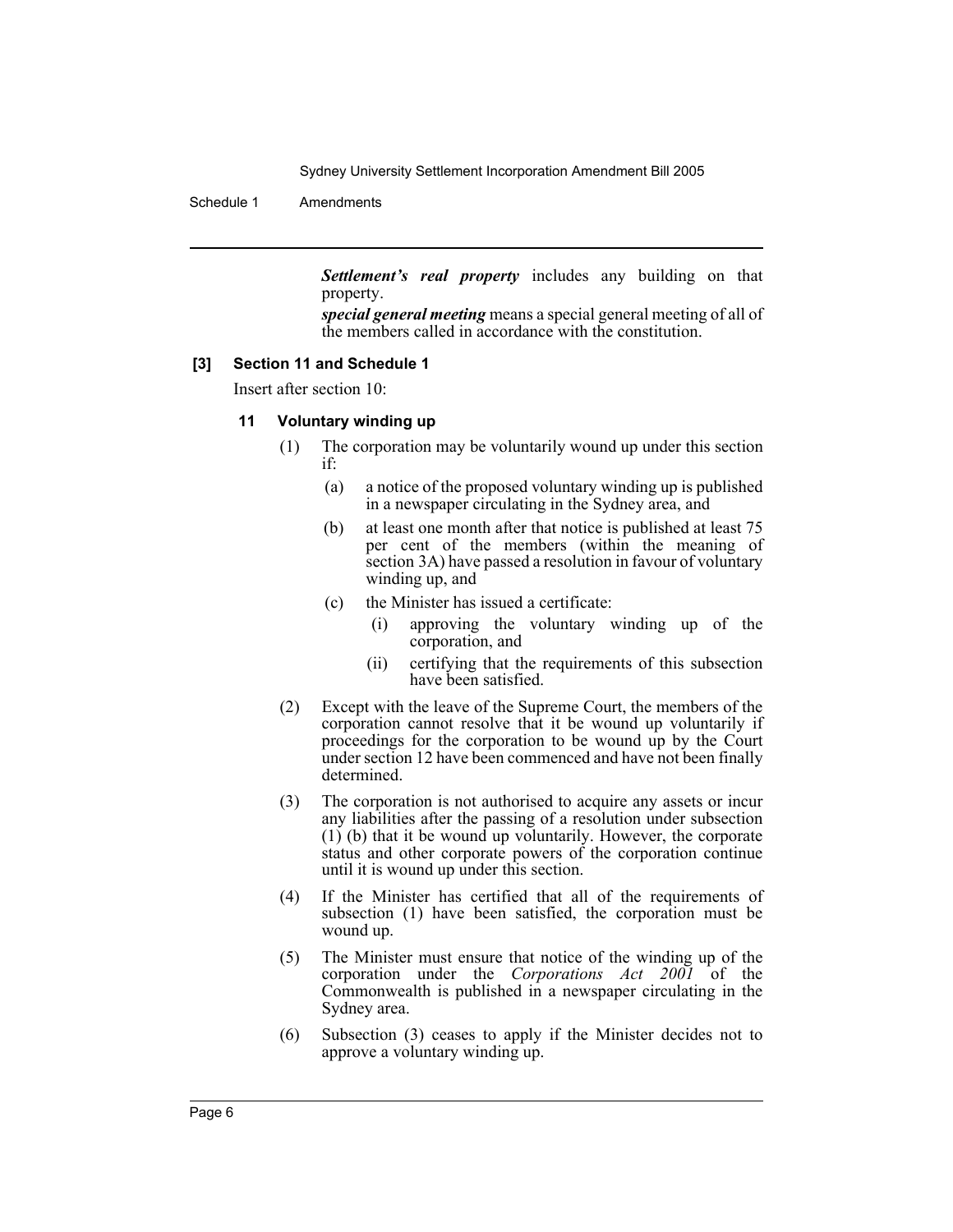***Settlement's real property*** includes any building on that property.

***special general meeting*** means a special general meeting of all of the members called in accordance with the constitution.

**[3] Section 11 and Schedule 1**

Insert after section 10:

**11 Voluntary winding up**

(1) The corporation may be voluntarily wound up under this section if:

(a) a notice of the proposed voluntary winding up is published in a newspaper circulating in the Sydney area, and

(b) at least one month after that notice is published at least 75 per cent of the members (within the meaning of section 3A) have passed a resolution in favour of voluntary winding up, and

(c) the Minister has issued a certificate:

(i) approving the voluntary winding up of the corporation, and

(ii) certifying that the requirements of this subsection have been satisfied.

(2) Except with the leave of the Supreme Court, the members of the corporation cannot resolve that it be wound up voluntarily if proceedings for the corporation to be wound up by the Court under section 12 have been commenced and have not been finally determined.

(3) The corporation is not authorised to acquire any assets or incur any liabilities after the passing of a resolution under subsection (1) (b) that it be wound up voluntarily. However, the corporate status and other corporate powers of the corporation continue until it is wound up under this section.

(4) If the Minister has certified that all of the requirements of subsection (1) have been satisfied, the corporation must be wound up.

(5) The Minister must ensure that notice of the winding up of the corporation under the *Corporations Act 2001* of the Commonwealth is published in a newspaper circulating in the Sydney area.

(6) Subsection (3) ceases to apply if the Minister decides not to approve a voluntary winding up.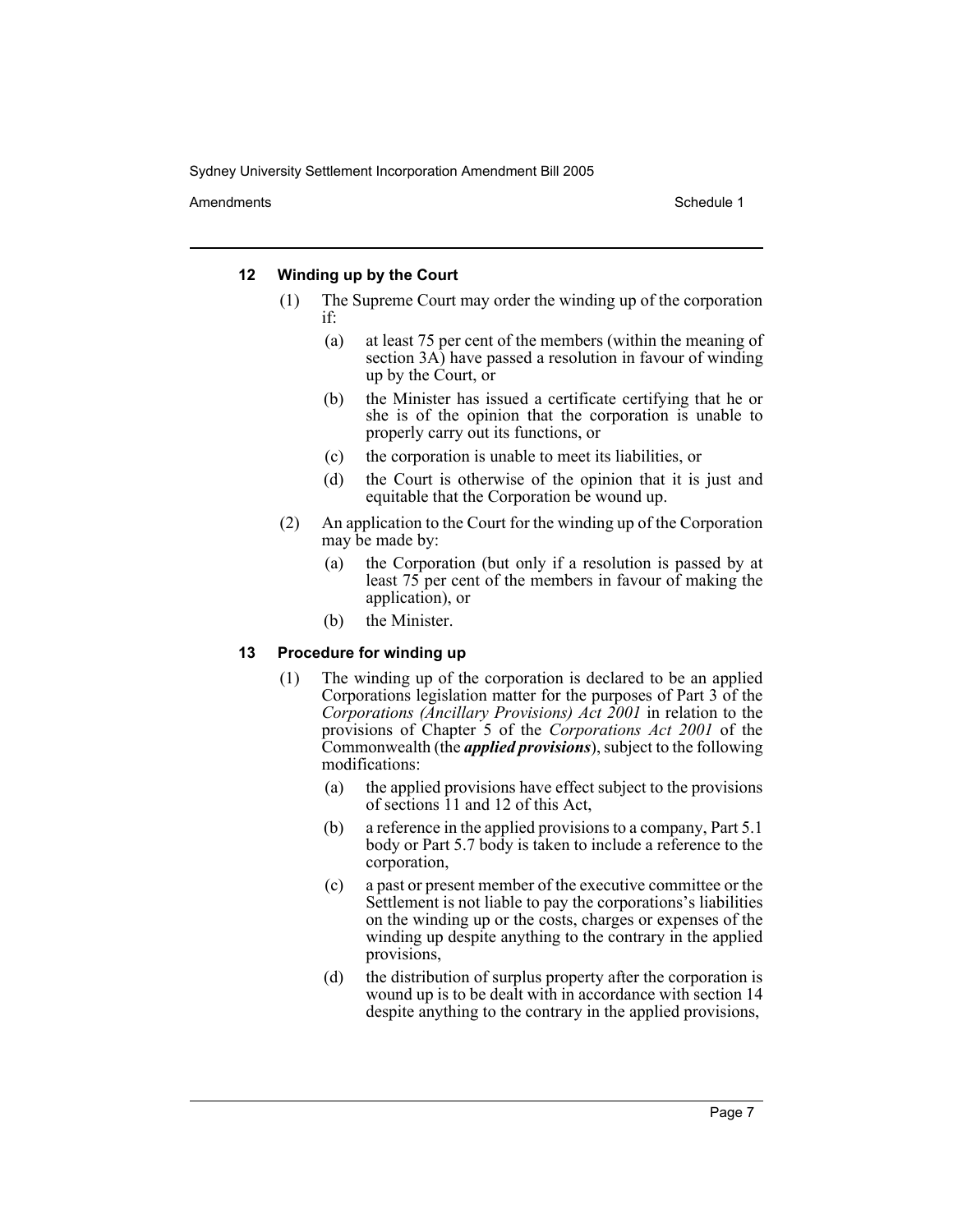### 12 Winding up by the Court

(1) The Supreme Court may order the winding up of the corporation if:

(a) at least 75 per cent of the members (within the meaning of section 3A) have passed a resolution in favour of winding up by the Court, or

(b) the Minister has issued a certificate certifying that he or she is of the opinion that the corporation is unable to properly carry out its functions, or

(c) the corporation is unable to meet its liabilities, or

(d) the Court is otherwise of the opinion that it is just and equitable that the Corporation be wound up.

(2) An application to the Court for the winding up of the Corporation may be made by:

(a) the Corporation (but only if a resolution is passed by at least 75 per cent of the members in favour of making the application), or

(b) the Minister.

### 13 Procedure for winding up

(1) The winding up of the corporation is declared to be an applied Corporations legislation matter for the purposes of Part 3 of the *Corporations (Ancillary Provisions) Act 2001* in relation to the provisions of Chapter 5 of the *Corporations Act 2001* of the Commonwealth (the ***applied provisions***), subject to the following modifications:

(a) the applied provisions have effect subject to the provisions of sections 11 and 12 of this Act,

(b) a reference in the applied provisions to a company, Part 5.1 body or Part 5.7 body is taken to include a reference to the corporation,

(c) a past or present member of the executive committee or the Settlement is not liable to pay the corporations's liabilities on the winding up or the costs, charges or expenses of the winding up despite anything to the contrary in the applied provisions,

(d) the distribution of surplus property after the corporation is wound up is to be dealt with in accordance with section 14 despite anything to the contrary in the applied provisions,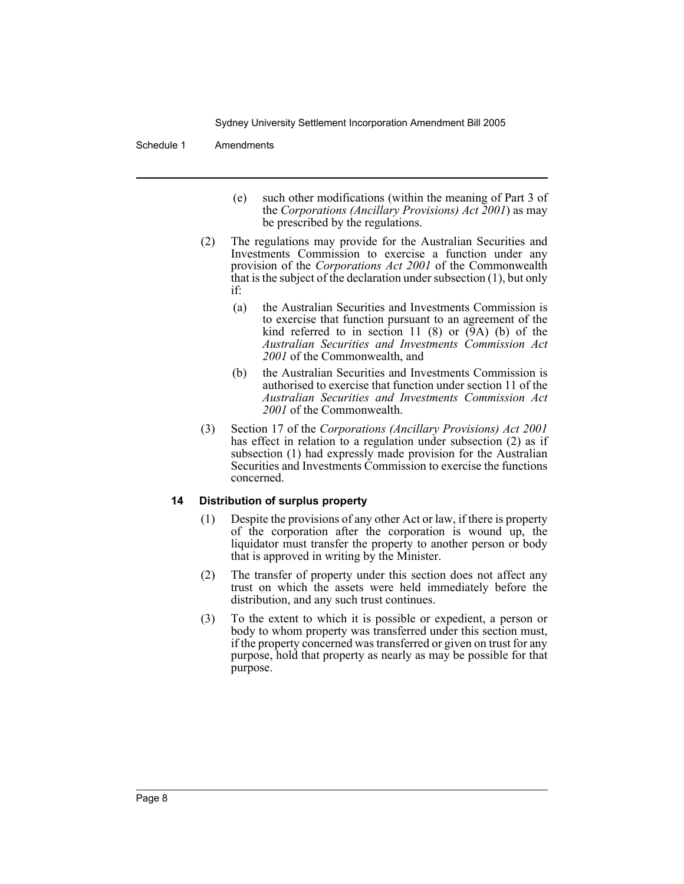(e) such other modifications (within the meaning of Part 3 of the *Corporations (Ancillary Provisions) Act 2001*) as may be prescribed by the regulations.

(2) The regulations may provide for the Australian Securities and Investments Commission to exercise a function under any provision of the *Corporations Act 2001* of the Commonwealth that is the subject of the declaration under subsection (1), but only if:

(a) the Australian Securities and Investments Commission is to exercise that function pursuant to an agreement of the kind referred to in section 11 (8) or (9A) (b) of the *Australian Securities and Investments Commission Act 2001* of the Commonwealth, and

(b) the Australian Securities and Investments Commission is authorised to exercise that function under section 11 of the *Australian Securities and Investments Commission Act 2001* of the Commonwealth.

(3) Section 17 of the *Corporations (Ancillary Provisions) Act 2001* has effect in relation to a regulation under subsection (2) as if subsection (1) had expressly made provision for the Australian Securities and Investments Commission to exercise the functions concerned.

### 14 Distribution of surplus property

(1) Despite the provisions of any other Act or law, if there is property of the corporation after the corporation is wound up, the liquidator must transfer the property to another person or body that is approved in writing by the Minister.

(2) The transfer of property under this section does not affect any trust on which the assets were held immediately before the distribution, and any such trust continues.

(3) To the extent to which it is possible or expedient, a person or body to whom property was transferred under this section must, if the property concerned was transferred or given on trust for any purpose, hold that property as nearly as may be possible for that purpose.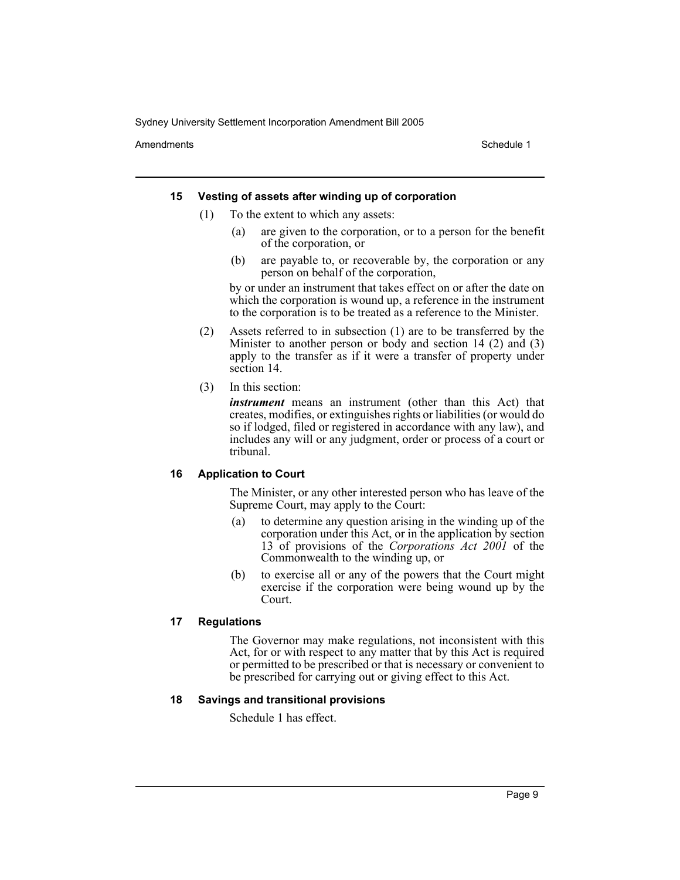#### 15 Vesting of assets after winding up of corporation

(1) To the extent to which any assets:

(a) are given to the corporation, or to a person for the benefit of the corporation, or

(b) are payable to, or recoverable by, the corporation or any person on behalf of the corporation,

by or under an instrument that takes effect on or after the date on which the corporation is wound up, a reference in the instrument to the corporation is to be treated as a reference to the Minister.

(2) Assets referred to in subsection (1) are to be transferred by the Minister to another person or body and section 14 (2) and (3) apply to the transfer as if it were a transfer of property under section 14.

(3) In this section:

***instrument*** means an instrument (other than this Act) that creates, modifies, or extinguishes rights or liabilities (or would do so if lodged, filed or registered in accordance with any law), and includes any will or any judgment, order or process of a court or tribunal.

#### 16 Application to Court

The Minister, or any other interested person who has leave of the Supreme Court, may apply to the Court:

(a) to determine any question arising in the winding up of the corporation under this Act, or in the application by section 13 of provisions of the *Corporations Act 2001* of the Commonwealth to the winding up, or

(b) to exercise all or any of the powers that the Court might exercise if the corporation were being wound up by the Court.

#### 17 Regulations

The Governor may make regulations, not inconsistent with this Act, for or with respect to any matter that by this Act is required or permitted to be prescribed or that is necessary or convenient to be prescribed for carrying out or giving effect to this Act.

#### 18 Savings and transitional provisions

Schedule 1 has effect.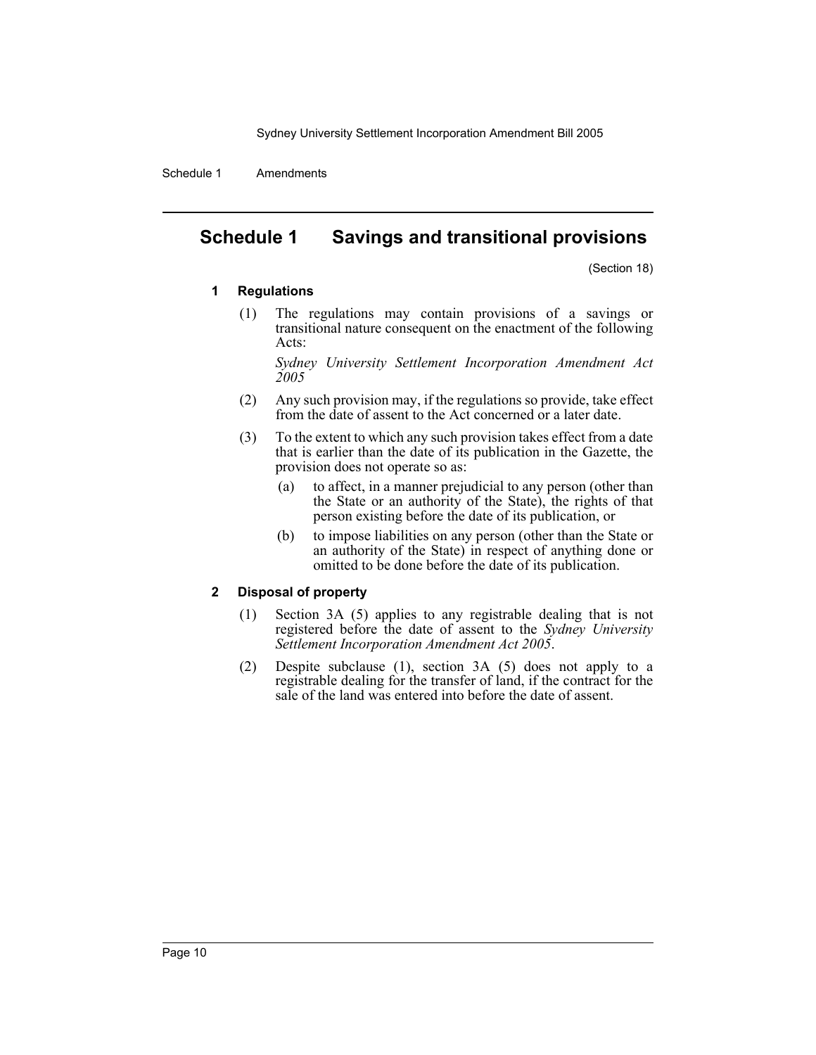# Schedule 1 Savings and transitional provisions

(Section 18)

### 1 Regulations

(1) The regulations may contain provisions of a savings or transitional nature consequent on the enactment of the following Acts:

*Sydney University Settlement Incorporation Amendment Act 2005*

(2) Any such provision may, if the regulations so provide, take effect from the date of assent to the Act concerned or a later date.

(3) To the extent to which any such provision takes effect from a date that is earlier than the date of its publication in the Gazette, the provision does not operate so as:

- (a) to affect, in a manner prejudicial to any person (other than the State or an authority of the State), the rights of that person existing before the date of its publication, or
- (b) to impose liabilities on any person (other than the State or an authority of the State) in respect of anything done or omitted to be done before the date of its publication.

### 2 Disposal of property

(1) Section 3A (5) applies to any registrable dealing that is not registered before the date of assent to the *Sydney University Settlement Incorporation Amendment Act 2005*.

(2) Despite subclause (1), section 3A (5) does not apply to a registrable dealing for the transfer of land, if the contract for the sale of the land was entered into before the date of assent.